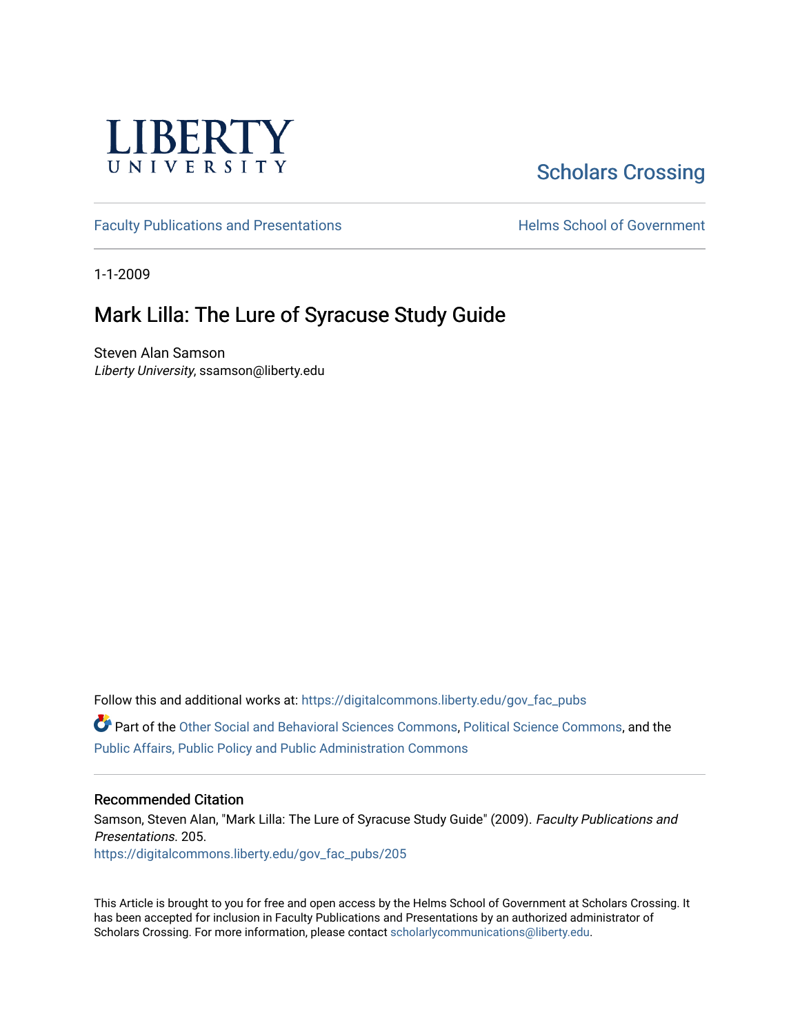LIBERTY UNIVERSITY

Scholars Crossing

Faculty Publications and Presentations

Helms School of Government

1-1-2009

# Mark Lilla: The Lure of Syracuse Study Guide

Steven Alan Samson
*Liberty University*, ssamson@liberty.edu

Follow this and additional works at: https://digitalcommons.liberty.edu/gov_fac_pubs

Part of the Other Social and Behavioral Sciences Commons, Political Science Commons, and the Public Affairs, Public Policy and Public Administration Commons

## Recommended Citation

Samson, Steven Alan, "Mark Lilla: The Lure of Syracuse Study Guide" (2009). *Faculty Publications and Presentations*. 205.
https://digitalcommons.liberty.edu/gov_fac_pubs/205

This Article is brought to you for free and open access by the Helms School of Government at Scholars Crossing. It has been accepted for inclusion in Faculty Publications and Presentations by an authorized administrator of Scholars Crossing. For more information, please contact scholarlycommunications@liberty.edu.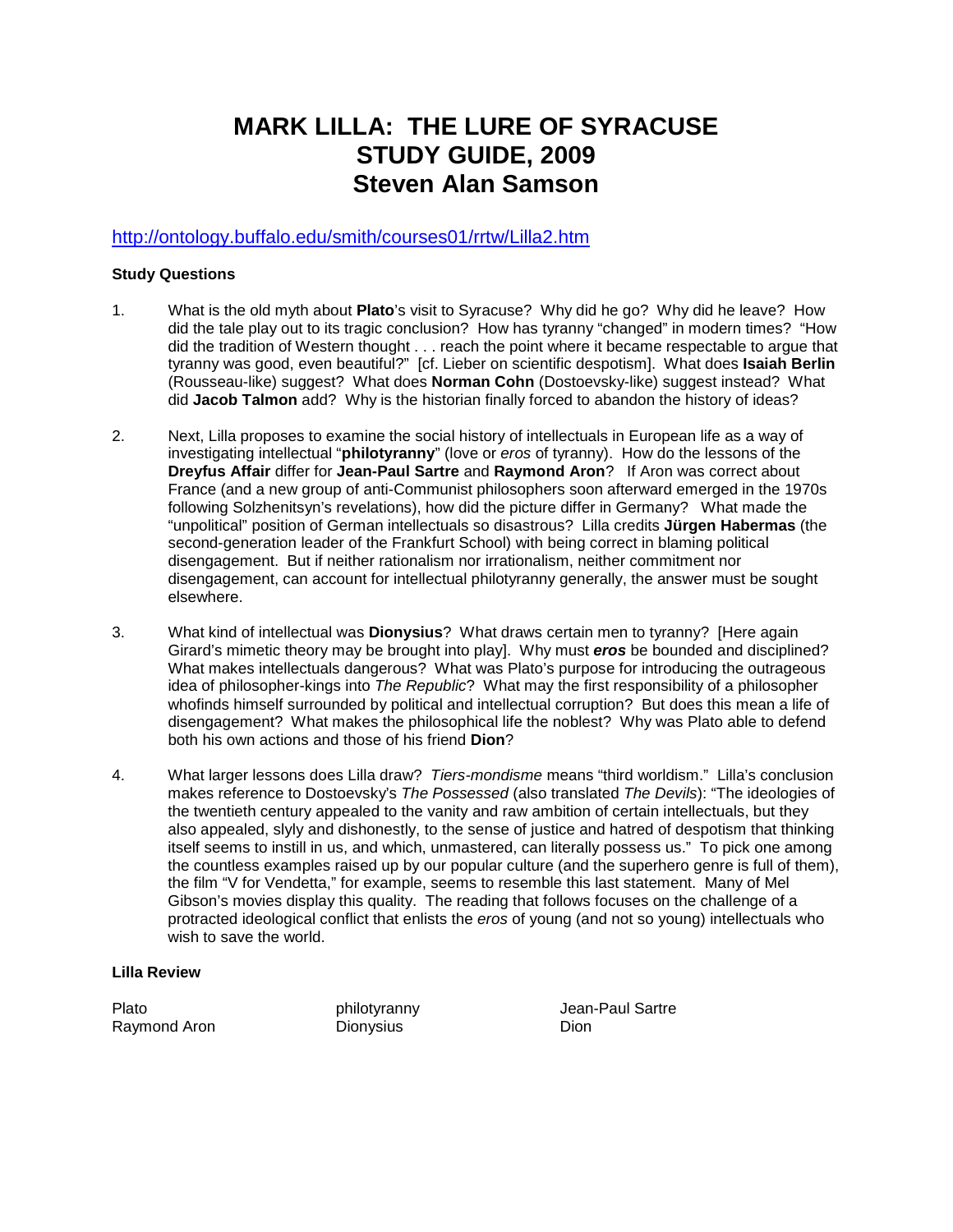# MARK LILLA: THE LURE OF SYRACUSE
# STUDY GUIDE, 2009
# Steven Alan Samson

http://ontology.buffalo.edu/smith/courses01/rrtw/Lilla2.htm

**Study Questions**

1. What is the old myth about **Plato**'s visit to Syracuse? Why did he go? Why did he leave? How did the tale play out to its tragic conclusion? How has tyranny "changed" in modern times? "How did the tradition of Western thought . . . reach the point where it became respectable to argue that tyranny was good, even beautiful?" [cf. Lieber on scientific despotism]. What does **Isaiah Berlin** (Rousseau-like) suggest? What does **Norman Cohn** (Dostoevsky-like) suggest instead? What did **Jacob Talmon** add? Why is the historian finally forced to abandon the history of ideas?

2. Next, Lilla proposes to examine the social history of intellectuals in European life as a way of investigating intellectual "**philotyranny**" (love or *eros* of tyranny). How do the lessons of the **Dreyfus Affair** differ for **Jean-Paul Sartre** and **Raymond Aron**? If Aron was correct about France (and a new group of anti-Communist philosophers soon afterward emerged in the 1970s following Solzhenitsyn's revelations), how did the picture differ in Germany? What made the "unpolitical" position of German intellectuals so disastrous? Lilla credits **Jürgen Habermas** (the second-generation leader of the Frankfurt School) with being correct in blaming political disengagement. But if neither rationalism nor irrationalism, neither commitment nor disengagement, can account for intellectual philotyranny generally, the answer must be sought elsewhere.

3. What kind of intellectual was **Dionysius**? What draws certain men to tyranny? [Here again Girard's mimetic theory may be brought into play]. Why must ***eros*** be bounded and disciplined? What makes intellectuals dangerous? What was Plato's purpose for introducing the outrageous idea of philosopher-kings into *The Republic*? What may the first responsibility of a philosopher whofinds himself surrounded by political and intellectual corruption? But does this mean a life of disengagement? What makes the philosophical life the noblest? Why was Plato able to defend both his own actions and those of his friend **Dion**?

4. What larger lessons does Lilla draw? *Tiers-mondisme* means "third worldism." Lilla's conclusion makes reference to Dostoevsky's *The Possessed* (also translated *The Devils*): "The ideologies of the twentieth century appealed to the vanity and raw ambition of certain intellectuals, but they also appealed, slyly and dishonestly, to the sense of justice and hatred of despotism that thinking itself seems to instill in us, and which, unmastered, can literally possess us." To pick one among the countless examples raised up by our popular culture (and the superhero genre is full of them), the film "V for Vendetta," for example, seems to resemble this last statement. Many of Mel Gibson's movies display this quality. The reading that follows focuses on the challenge of a protracted ideological conflict that enlists the *eros* of young (and not so young) intellectuals who wish to save the world.

**Lilla Review**

| | | |
|---|---|---|
| Plato | philotyranny | Jean-Paul Sartre |
| Raymond Aron | Dionysius | Dion |